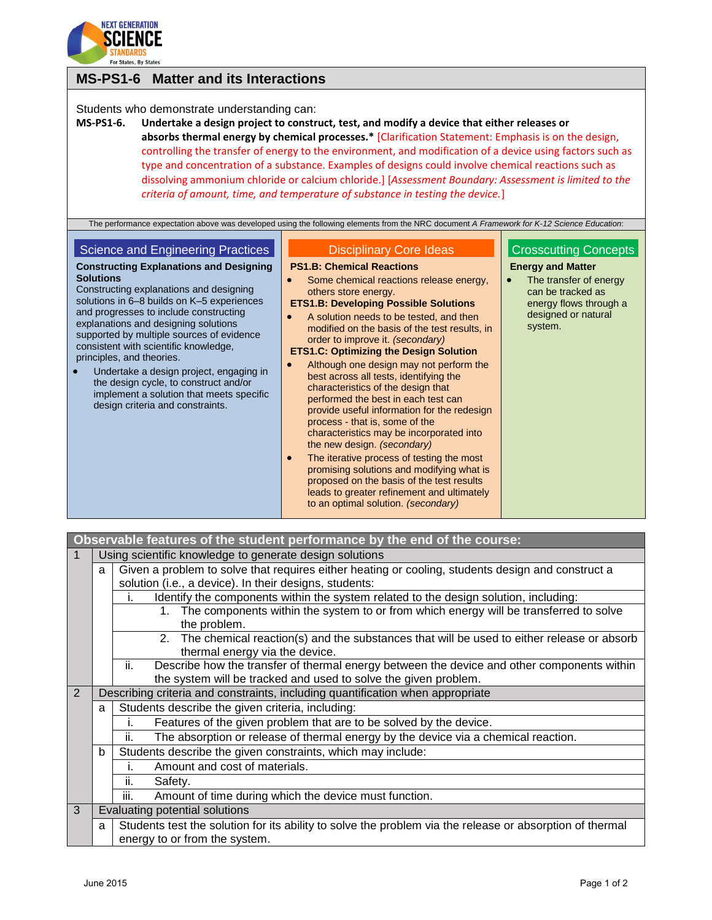# MS-PS1-6 Matter and its Interactions

Students who demonstrate understanding can:

**MS-PS1-6. Undertake a design project to construct, test, and modify a device that either releases or absorbs thermal energy by chemical processes.*** [Clarification Statement: Emphasis is on the design, controlling the transfer of energy to the environment, and modification of a device using factors such as type and concentration of a substance. Examples of designs could involve chemical reactions such as dissolving ammonium chloride or calcium chloride.] [*Assessment Boundary: Assessment is limited to the criteria of amount, time, and temperature of substance in testing the device.*]

The performance expectation above was developed using the following elements from the NRC document *A Framework for K-12 Science Education*:

## Science and Engineering Practices

**Constructing Explanations and Designing Solutions**

Constructing explanations and designing solutions in 6–8 builds on K–5 experiences and progresses to include constructing explanations and designing solutions supported by multiple sources of evidence consistent with scientific knowledge, principles, and theories.

- Undertake a design project, engaging in the design cycle, to construct and/or implement a solution that meets specific design criteria and constraints.

## Disciplinary Core Ideas

**PS1.B: Chemical Reactions**

- Some chemical reactions release energy, others store energy.

**ETS1.B: Developing Possible Solutions**

- A solution needs to be tested, and then modified on the basis of the test results, in order to improve it. *(secondary)*

**ETS1.C: Optimizing the Design Solution**

- Although one design may not perform the best across all tests, identifying the characteristics of the design that performed the best in each test can provide useful information for the redesign process - that is, some of the characteristics may be incorporated into the new design. *(secondary)*
- The iterative process of testing the most promising solutions and modifying what is proposed on the basis of the test results leads to greater refinement and ultimately to an optimal solution. *(secondary)*

## Crosscutting Concepts

**Energy and Matter**

- The transfer of energy can be tracked as energy flows through a designed or natural system.

## Observable features of the student performance by the end of the course:

1. Using scientific knowledge to generate design solutions
   - a. Given a problem to solve that requires either heating or cooling, students design and construct a solution (i.e., a device). In their designs, students:
     - i. Identify the components within the system related to the design solution, including:
       1. The components within the system to or from which energy will be transferred to solve the problem.
       2. The chemical reaction(s) and the substances that will be used to either release or absorb thermal energy via the device.
     - ii. Describe how the transfer of thermal energy between the device and other components within the system will be tracked and used to solve the given problem.
2. Describing criteria and constraints, including quantification when appropriate
   - a. Students describe the given criteria, including:
     - i. Features of the given problem that are to be solved by the device.
     - ii. The absorption or release of thermal energy by the device via a chemical reaction.
   - b. Students describe the given constraints, which may include:
     - i. Amount and cost of materials.
     - ii. Safety.
     - iii. Amount of time during which the device must function.
3. Evaluating potential solutions
   - a. Students test the solution for its ability to solve the problem via the release or absorption of thermal energy to or from the system.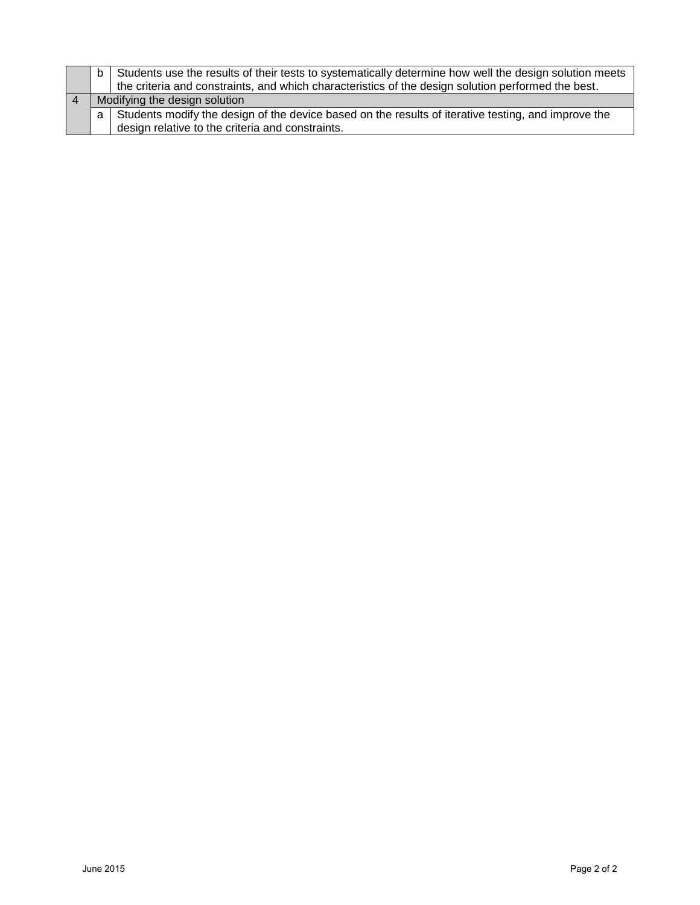| | | |
|---|---|---|
| | b | Students use the results of their tests to systematically determine how well the design solution meets the criteria and constraints, and which characteristics of the design solution performed the best. |
| 4 | Modifying the design solution | |
| | a | Students modify the design of the device based on the results of iterative testing, and improve the design relative to the criteria and constraints. |